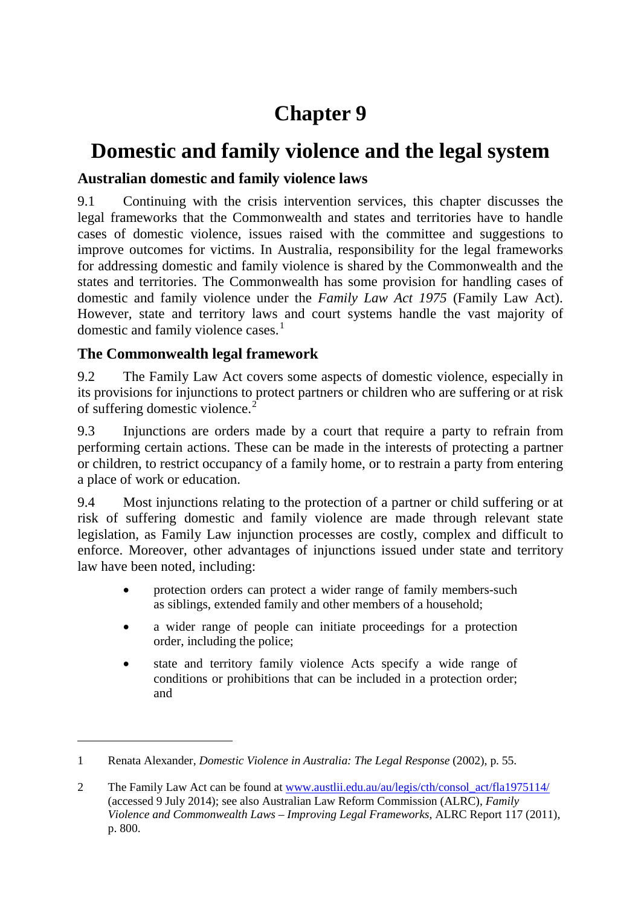# Chapter 9

# Domestic and family violence and the legal system

## Australian domestic and family violence laws

9.1 Continuing with the crisis intervention services, this chapter discusses the legal frameworks that the Commonwealth and states and territories have to handle cases of domestic violence, issues raised with the committee and suggestions to improve outcomes for victims. In Australia, responsibility for the legal frameworks for addressing domestic and family violence is shared by the Commonwealth and the states and territories. The Commonwealth has some provision for handling cases of domestic and family violence under the *Family Law Act 1975* (Family Law Act). However, state and territory laws and court systems handle the vast majority of domestic and family violence cases.[1]

## The Commonwealth legal framework

9.2 The Family Law Act covers some aspects of domestic violence, especially in its provisions for injunctions to protect partners or children who are suffering or at risk of suffering domestic violence.[2]

9.3 Injunctions are orders made by a court that require a party to refrain from performing certain actions. These can be made in the interests of protecting a partner or children, to restrict occupancy of a family home, or to restrain a party from entering a place of work or education.

9.4 Most injunctions relating to the protection of a partner or child suffering or at risk of suffering domestic and family violence are made through relevant state legislation, as Family Law injunction processes are costly, complex and difficult to enforce. Moreover, other advantages of injunctions issued under state and territory law have been noted, including:

- protection orders can protect a wider range of family members-such as siblings, extended family and other members of a household;
- a wider range of people can initiate proceedings for a protection order, including the police;
- state and territory family violence Acts specify a wide range of conditions or prohibitions that can be included in a protection order; and

---

1 Renata Alexander, *Domestic Violence in Australia: The Legal Response* (2002), p. 55.

2 The Family Law Act can be found at www.austlii.edu.au/au/legis/cth/consol_act/fla1975114/ (accessed 9 July 2014); see also Australian Law Reform Commission (ALRC), *Family Violence and Commonwealth Laws – Improving Legal Frameworks*, ALRC Report 117 (2011), p. 800.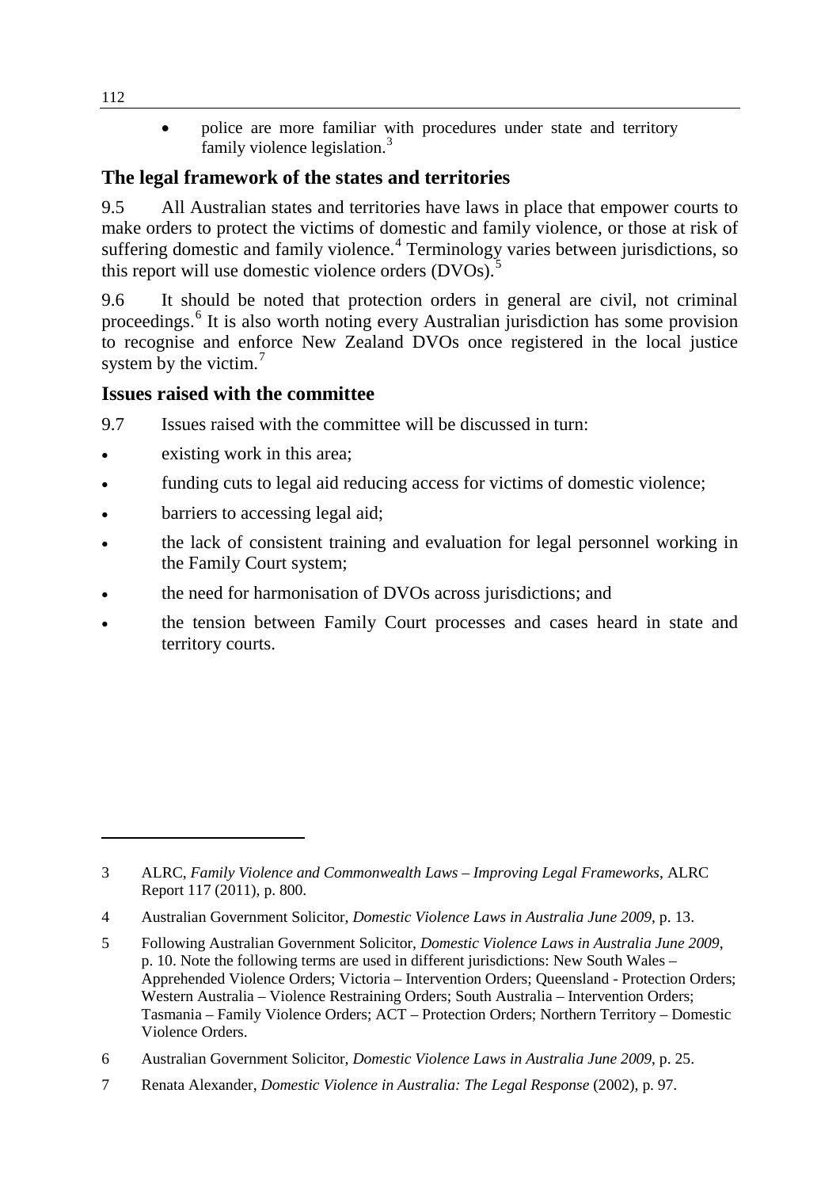- police are more familiar with procedures under state and territory family violence legislation.[3]

## The legal framework of the states and territories

9.5 All Australian states and territories have laws in place that empower courts to make orders to protect the victims of domestic and family violence, or those at risk of suffering domestic and family violence.[4] Terminology varies between jurisdictions, so this report will use domestic violence orders (DVOs).[5]

9.6 It should be noted that protection orders in general are civil, not criminal proceedings.[6] It is also worth noting every Australian jurisdiction has some provision to recognise and enforce New Zealand DVOs once registered in the local justice system by the victim.[7]

## Issues raised with the committee

9.7 Issues raised with the committee will be discussed in turn:

- existing work in this area;
- funding cuts to legal aid reducing access for victims of domestic violence;
- barriers to accessing legal aid;
- the lack of consistent training and evaluation for legal personnel working in the Family Court system;
- the need for harmonisation of DVOs across jurisdictions; and
- the tension between Family Court processes and cases heard in state and territory courts.

---

3 ALRC, *Family Violence and Commonwealth Laws – Improving Legal Frameworks*, ALRC Report 117 (2011), p. 800.

4 Australian Government Solicitor, *Domestic Violence Laws in Australia June 2009*, p. 13.

5 Following Australian Government Solicitor, *Domestic Violence Laws in Australia June 2009*, p. 10. Note the following terms are used in different jurisdictions: New South Wales – Apprehended Violence Orders; Victoria – Intervention Orders; Queensland - Protection Orders; Western Australia – Violence Restraining Orders; South Australia – Intervention Orders; Tasmania – Family Violence Orders; ACT – Protection Orders; Northern Territory – Domestic Violence Orders.

6 Australian Government Solicitor, *Domestic Violence Laws in Australia June 2009*, p. 25.

7 Renata Alexander, *Domestic Violence in Australia: The Legal Response* (2002), p. 97.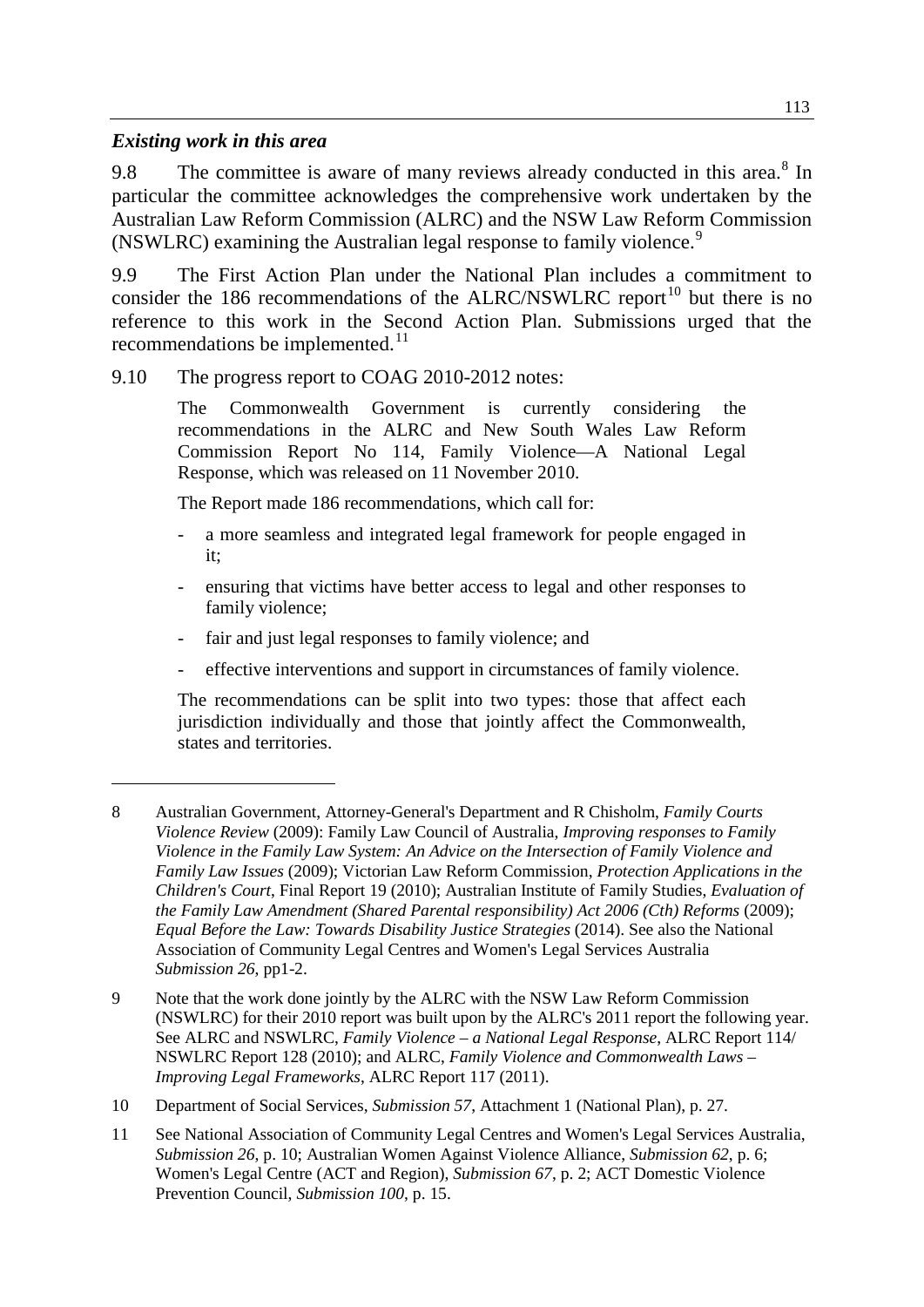### *Existing work in this area*

9.8 The committee is aware of many reviews already conducted in this area.[8] In particular the committee acknowledges the comprehensive work undertaken by the Australian Law Reform Commission (ALRC) and the NSW Law Reform Commission (NSWLRC) examining the Australian legal response to family violence.[9]

9.9 The First Action Plan under the National Plan includes a commitment to consider the 186 recommendations of the ALRC/NSWLRC report[10] but there is no reference to this work in the Second Action Plan. Submissions urged that the recommendations be implemented.[11]

9.10 The progress report to COAG 2010-2012 notes:

> The Commonwealth Government is currently considering the recommendations in the ALRC and New South Wales Law Reform Commission Report No 114, Family Violence—A National Legal Response, which was released on 11 November 2010.
>
> The Report made 186 recommendations, which call for:
>
> - a more seamless and integrated legal framework for people engaged in it;
> - ensuring that victims have better access to legal and other responses to family violence;
> - fair and just legal responses to family violence; and
> - effective interventions and support in circumstances of family violence.
>
> The recommendations can be split into two types: those that affect each jurisdiction individually and those that jointly affect the Commonwealth, states and territories.

---

8 Australian Government, Attorney-General's Department and R Chisholm, *Family Courts Violence Review* (2009): Family Law Council of Australia, *Improving responses to Family Violence in the Family Law System: An Advice on the Intersection of Family Violence and Family Law Issues* (2009); Victorian Law Reform Commission, *Protection Applications in the Children's Court*, Final Report 19 (2010); Australian Institute of Family Studies, *Evaluation of the Family Law Amendment (Shared Parental responsibility) Act 2006 (Cth) Reforms* (2009); *Equal Before the Law: Towards Disability Justice Strategies* (2014). See also the National Association of Community Legal Centres and Women's Legal Services Australia *Submission 26*, pp1-2.

9 Note that the work done jointly by the ALRC with the NSW Law Reform Commission (NSWLRC) for their 2010 report was built upon by the ALRC's 2011 report the following year. See ALRC and NSWLRC, *Family Violence – a National Legal Response*, ALRC Report 114/ NSWLRC Report 128 (2010); and ALRC, *Family Violence and Commonwealth Laws – Improving Legal Frameworks*, ALRC Report 117 (2011).

10 Department of Social Services, *Submission 57*, Attachment 1 (National Plan), p. 27.

11 See National Association of Community Legal Centres and Women's Legal Services Australia, *Submission 26*, p. 10; Australian Women Against Violence Alliance, *Submission 62*, p. 6; Women's Legal Centre (ACT and Region), *Submission 67*, p. 2; ACT Domestic Violence Prevention Council, *Submission 100*, p. 15.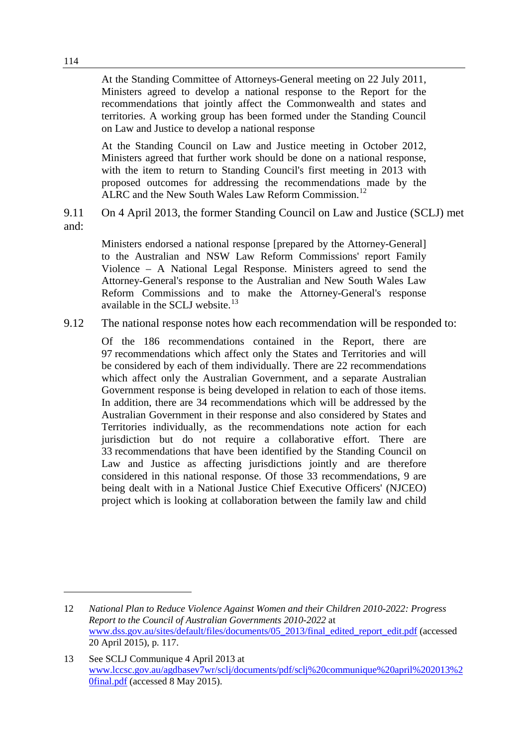> At the Standing Committee of Attorneys-General meeting on 22 July 2011, Ministers agreed to develop a national response to the Report for the recommendations that jointly affect the Commonwealth and states and territories. A working group has been formed under the Standing Council on Law and Justice to develop a national response
>
> At the Standing Council on Law and Justice meeting in October 2012, Ministers agreed that further work should be done on a national response, with the item to return to Standing Council's first meeting in 2013 with proposed outcomes for addressing the recommendations made by the ALRC and the New South Wales Law Reform Commission.[12]

9.11 On 4 April 2013, the former Standing Council on Law and Justice (SCLJ) met and:

> Ministers endorsed a national response [prepared by the Attorney-General] to the Australian and NSW Law Reform Commissions' report Family Violence – A National Legal Response. Ministers agreed to send the Attorney-General's response to the Australian and New South Wales Law Reform Commissions and to make the Attorney-General's response available in the SCLJ website.[13]

9.12 The national response notes how each recommendation will be responded to:

> Of the 186 recommendations contained in the Report, there are 97 recommendations which affect only the States and Territories and will be considered by each of them individually. There are 22 recommendations which affect only the Australian Government, and a separate Australian Government response is being developed in relation to each of those items. In addition, there are 34 recommendations which will be addressed by the Australian Government in their response and also considered by States and Territories individually, as the recommendations note action for each jurisdiction but do not require a collaborative effort. There are 33 recommendations that have been identified by the Standing Council on Law and Justice as affecting jurisdictions jointly and are therefore considered in this national response. Of those 33 recommendations, 9 are being dealt with in a National Justice Chief Executive Officers' (NJCEO) project which is looking at collaboration between the family law and child

---

12 *National Plan to Reduce Violence Against Women and their Children 2010-2022: Progress Report to the Council of Australian Governments 2010-2022* at www.dss.gov.au/sites/default/files/documents/05_2013/final_edited_report_edit.pdf (accessed 20 April 2015), p. 117.

13 See SCLJ Communique 4 April 2013 at www.lccsc.gov.au/agdbasev7wr/sclj/documents/pdf/sclj%20communique%20april%202013%20final.pdf (accessed 8 May 2015).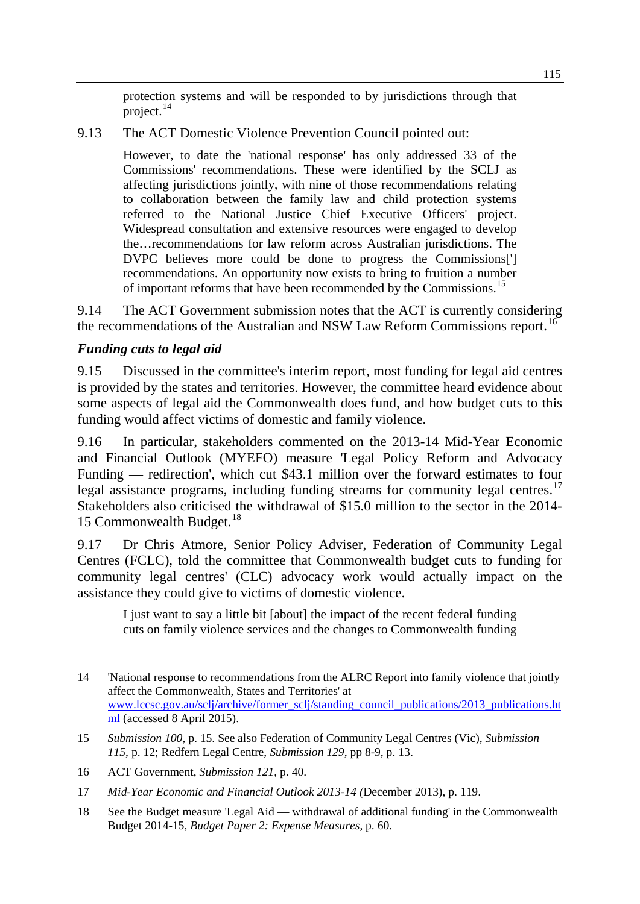protection systems and will be responded to by jurisdictions through that project.[14]

9.13 The ACT Domestic Violence Prevention Council pointed out:

> However, to date the 'national response' has only addressed 33 of the Commissions' recommendations. These were identified by the SCLJ as affecting jurisdictions jointly, with nine of those recommendations relating to collaboration between the family law and child protection systems referred to the National Justice Chief Executive Officers' project. Widespread consultation and extensive resources were engaged to develop the…recommendations for law reform across Australian jurisdictions. The DVPC believes more could be done to progress the Commissions['] recommendations. An opportunity now exists to bring to fruition a number of important reforms that have been recommended by the Commissions.[15]

9.14 The ACT Government submission notes that the ACT is currently considering the recommendations of the Australian and NSW Law Reform Commissions report.[16]

### *Funding cuts to legal aid*

9.15 Discussed in the committee's interim report, most funding for legal aid centres is provided by the states and territories. However, the committee heard evidence about some aspects of legal aid the Commonwealth does fund, and how budget cuts to this funding would affect victims of domestic and family violence.

9.16 In particular, stakeholders commented on the 2013-14 Mid-Year Economic and Financial Outlook (MYEFO) measure 'Legal Policy Reform and Advocacy Funding — redirection', which cut $43.1 million over the forward estimates to four legal assistance programs, including funding streams for community legal centres.[17] Stakeholders also criticised the withdrawal of $15.0 million to the sector in the 2014-15 Commonwealth Budget.[18]

9.17 Dr Chris Atmore, Senior Policy Adviser, Federation of Community Legal Centres (FCLC), told the committee that Commonwealth budget cuts to funding for community legal centres' (CLC) advocacy work would actually impact on the assistance they could give to victims of domestic violence.

> I just want to say a little bit [about] the impact of the recent federal funding cuts on family violence services and the changes to Commonwealth funding

---

14 'National response to recommendations from the ALRC Report into family violence that jointly affect the Commonwealth, States and Territories' at www.lccsc.gov.au/sclj/archive/former_sclj/standing_council_publications/2013_publications.html (accessed 8 April 2015).

15 *Submission 100*, p. 15. See also Federation of Community Legal Centres (Vic), *Submission 115*, p. 12; Redfern Legal Centre, *Submission 129*, pp 8-9, p. 13.

16 ACT Government, *Submission 121*, p. 40.

17 *Mid-Year Economic and Financial Outlook 2013-14 (*December 2013), p. 119.

18 See the Budget measure 'Legal Aid — withdrawal of additional funding' in the Commonwealth Budget 2014-15, *Budget Paper 2: Expense Measures*, p. 60.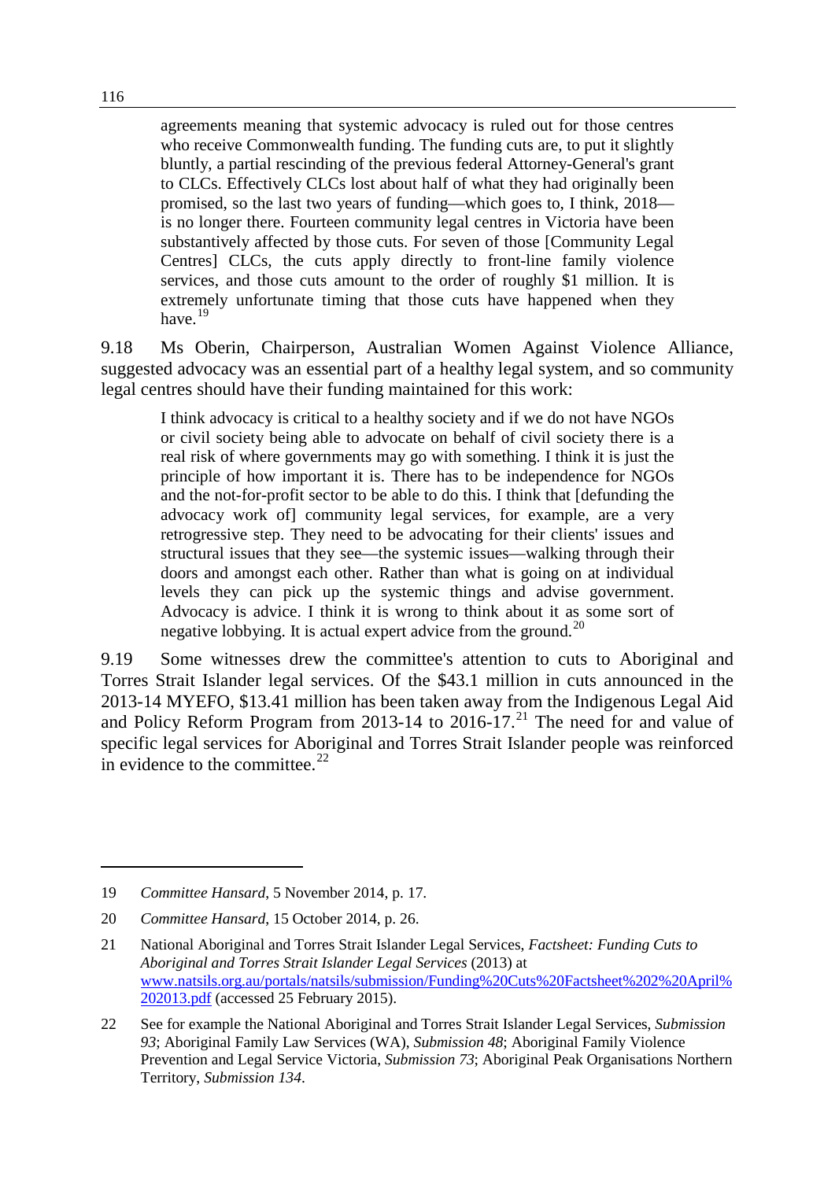> agreements meaning that systemic advocacy is ruled out for those centres who receive Commonwealth funding. The funding cuts are, to put it slightly bluntly, a partial rescinding of the previous federal Attorney-General's grant to CLCs. Effectively CLCs lost about half of what they had originally been promised, so the last two years of funding—which goes to, I think, 2018—is no longer there. Fourteen community legal centres in Victoria have been substantively affected by those cuts. For seven of those [Community Legal Centres] CLCs, the cuts apply directly to front-line family violence services, and those cuts amount to the order of roughly $1 million. It is extremely unfortunate timing that those cuts have happened when they have.[19]

9.18 Ms Oberin, Chairperson, Australian Women Against Violence Alliance, suggested advocacy was an essential part of a healthy legal system, and so community legal centres should have their funding maintained for this work:

> I think advocacy is critical to a healthy society and if we do not have NGOs or civil society being able to advocate on behalf of civil society there is a real risk of where governments may go with something. I think it is just the principle of how important it is. There has to be independence for NGOs and the not-for-profit sector to be able to do this. I think that [defunding the advocacy work of] community legal services, for example, are a very retrogressive step. They need to be advocating for their clients' issues and structural issues that they see—the systemic issues—walking through their doors and amongst each other. Rather than what is going on at individual levels they can pick up the systemic things and advise government. Advocacy is advice. I think it is wrong to think about it as some sort of negative lobbying. It is actual expert advice from the ground.[20]

9.19 Some witnesses drew the committee's attention to cuts to Aboriginal and Torres Strait Islander legal services. Of the $43.1 million in cuts announced in the 2013-14 MYEFO, $13.41 million has been taken away from the Indigenous Legal Aid and Policy Reform Program from 2013-14 to 2016-17.[21] The need for and value of specific legal services for Aboriginal and Torres Strait Islander people was reinforced in evidence to the committee.[22]

---

19 *Committee Hansard*, 5 November 2014, p. 17.

20 *Committee Hansard*, 15 October 2014, p. 26.

21 National Aboriginal and Torres Strait Islander Legal Services, *Factsheet: Funding Cuts to Aboriginal and Torres Strait Islander Legal Services* (2013) at www.natsils.org.au/portals/natsils/submission/Funding%20Cuts%20Factsheet%202%20April%202013.pdf (accessed 25 February 2015).

22 See for example the National Aboriginal and Torres Strait Islander Legal Services, *Submission 93*; Aboriginal Family Law Services (WA), *Submission 48*; Aboriginal Family Violence Prevention and Legal Service Victoria, *Submission 73*; Aboriginal Peak Organisations Northern Territory, *Submission 134*.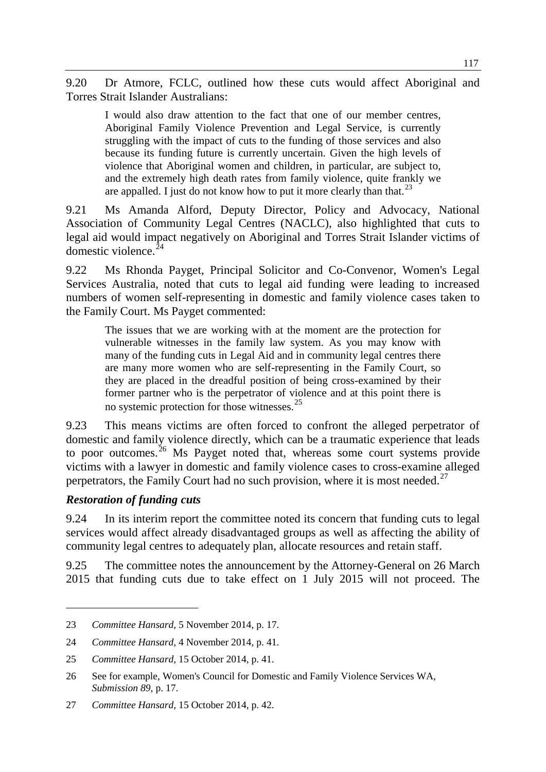9.20 Dr Atmore, FCLC, outlined how these cuts would affect Aboriginal and Torres Strait Islander Australians:

> I would also draw attention to the fact that one of our member centres, Aboriginal Family Violence Prevention and Legal Service, is currently struggling with the impact of cuts to the funding of those services and also because its funding future is currently uncertain. Given the high levels of violence that Aboriginal women and children, in particular, are subject to, and the extremely high death rates from family violence, quite frankly we are appalled. I just do not know how to put it more clearly than that.[23]

9.21 Ms Amanda Alford, Deputy Director, Policy and Advocacy, National Association of Community Legal Centres (NACLC), also highlighted that cuts to legal aid would impact negatively on Aboriginal and Torres Strait Islander victims of domestic violence.[24]

9.22 Ms Rhonda Payget, Principal Solicitor and Co-Convenor, Women's Legal Services Australia, noted that cuts to legal aid funding were leading to increased numbers of women self-representing in domestic and family violence cases taken to the Family Court. Ms Payget commented:

> The issues that we are working with at the moment are the protection for vulnerable witnesses in the family law system. As you may know with many of the funding cuts in Legal Aid and in community legal centres there are many more women who are self-representing in the Family Court, so they are placed in the dreadful position of being cross-examined by their former partner who is the perpetrator of violence and at this point there is no systemic protection for those witnesses.[25]

9.23 This means victims are often forced to confront the alleged perpetrator of domestic and family violence directly, which can be a traumatic experience that leads to poor outcomes.[26] Ms Payget noted that, whereas some court systems provide victims with a lawyer in domestic and family violence cases to cross-examine alleged perpetrators, the Family Court had no such provision, where it is most needed.[27]

### *Restoration of funding cuts*

9.24 In its interim report the committee noted its concern that funding cuts to legal services would affect already disadvantaged groups as well as affecting the ability of community legal centres to adequately plan, allocate resources and retain staff.

9.25 The committee notes the announcement by the Attorney-General on 26 March 2015 that funding cuts due to take effect on 1 July 2015 will not proceed. The

---

23 *Committee Hansard*, 5 November 2014, p. 17.

24 *Committee Hansard*, 4 November 2014, p. 41.

25 *Committee Hansard*, 15 October 2014, p. 41.

26 See for example, Women's Council for Domestic and Family Violence Services WA, *Submission 89*, p. 17.

27 *Committee Hansard*, 15 October 2014, p. 42.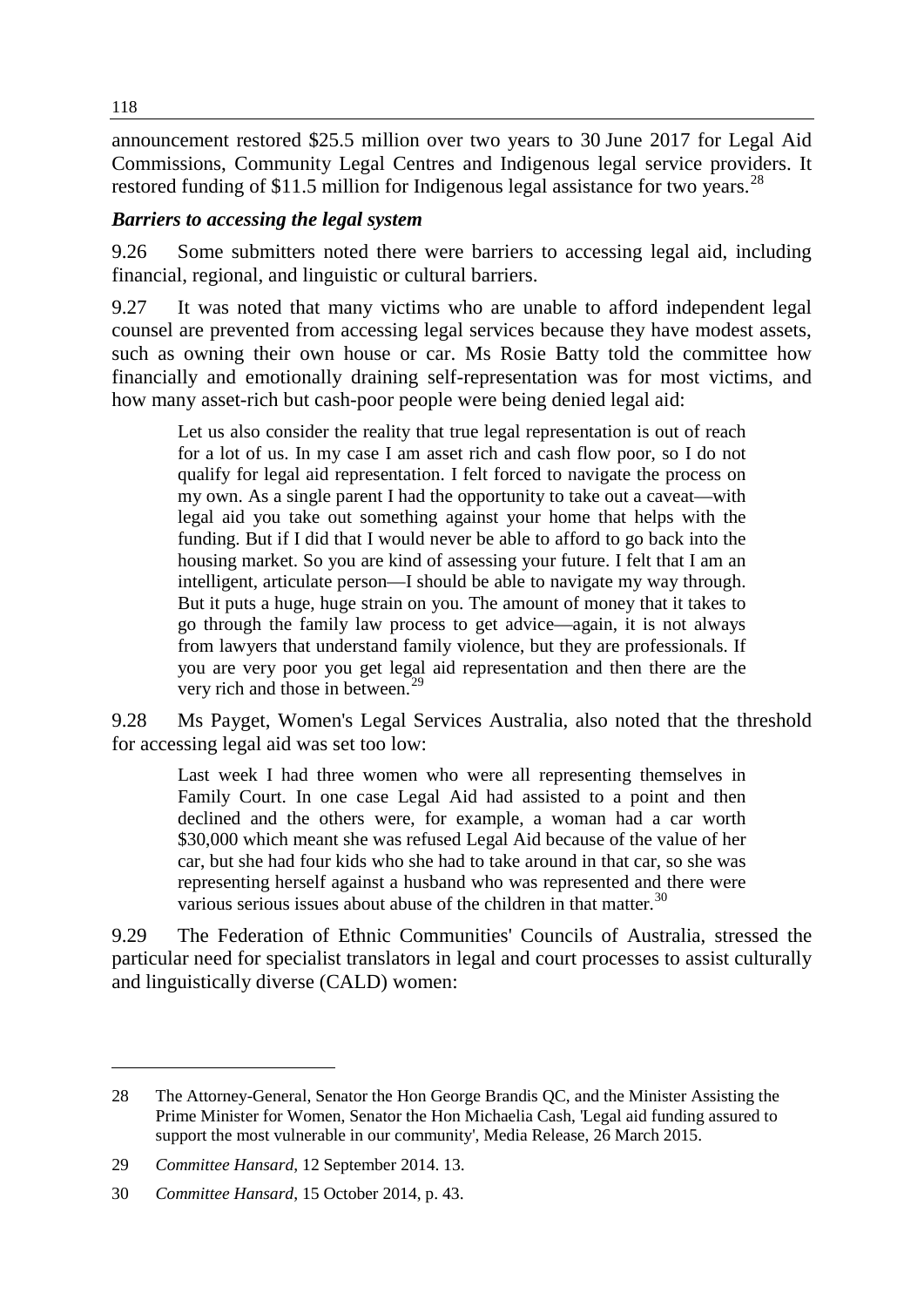announcement restored $25.5 million over two years to 30 June 2017 for Legal Aid Commissions, Community Legal Centres and Indigenous legal service providers. It restored funding of $11.5 million for Indigenous legal assistance for two years.[28]

### *Barriers to accessing the legal system*

9.26 Some submitters noted there were barriers to accessing legal aid, including financial, regional, and linguistic or cultural barriers.

9.27 It was noted that many victims who are unable to afford independent legal counsel are prevented from accessing legal services because they have modest assets, such as owning their own house or car. Ms Rosie Batty told the committee how financially and emotionally draining self-representation was for most victims, and how many asset-rich but cash-poor people were being denied legal aid:

> Let us also consider the reality that true legal representation is out of reach for a lot of us. In my case I am asset rich and cash flow poor, so I do not qualify for legal aid representation. I felt forced to navigate the process on my own. As a single parent I had the opportunity to take out a caveat—with legal aid you take out something against your home that helps with the funding. But if I did that I would never be able to afford to go back into the housing market. So you are kind of assessing your future. I felt that I am an intelligent, articulate person—I should be able to navigate my way through. But it puts a huge, huge strain on you. The amount of money that it takes to go through the family law process to get advice—again, it is not always from lawyers that understand family violence, but they are professionals. If you are very poor you get legal aid representation and then there are the very rich and those in between.[29]

9.28 Ms Payget, Women's Legal Services Australia, also noted that the threshold for accessing legal aid was set too low:

> Last week I had three women who were all representing themselves in Family Court. In one case Legal Aid had assisted to a point and then declined and the others were, for example, a woman had a car worth $30,000 which meant she was refused Legal Aid because of the value of her car, but she had four kids who she had to take around in that car, so she was representing herself against a husband who was represented and there were various serious issues about abuse of the children in that matter.[30]

9.29 The Federation of Ethnic Communities' Councils of Australia, stressed the particular need for specialist translators in legal and court processes to assist culturally and linguistically diverse (CALD) women:

---

28 The Attorney-General, Senator the Hon George Brandis QC, and the Minister Assisting the Prime Minister for Women, Senator the Hon Michaelia Cash, 'Legal aid funding assured to support the most vulnerable in our community', Media Release, 26 March 2015.

29 *Committee Hansard*, 12 September 2014. 13.

30 *Committee Hansard*, 15 October 2014, p. 43.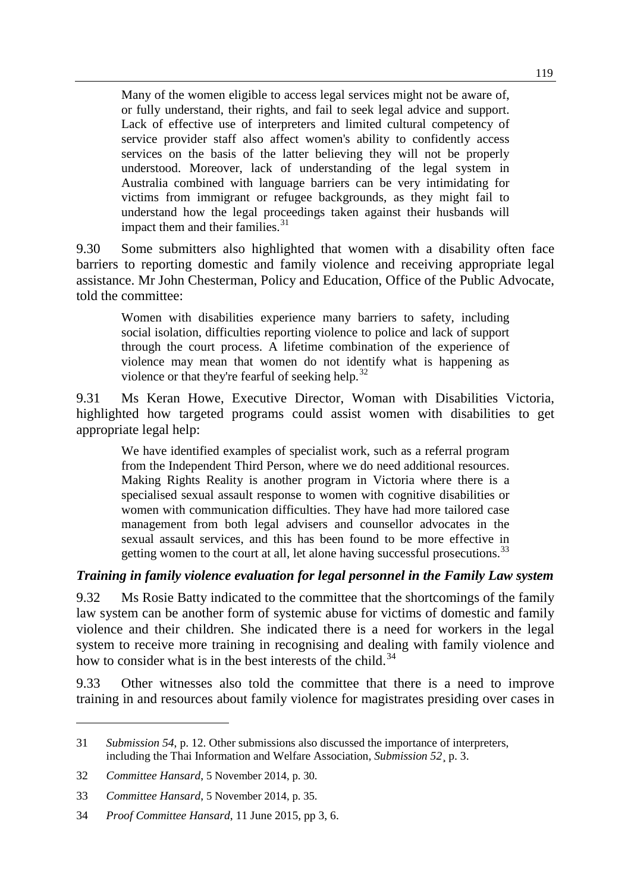> Many of the women eligible to access legal services might not be aware of, or fully understand, their rights, and fail to seek legal advice and support. Lack of effective use of interpreters and limited cultural competency of service provider staff also affect women's ability to confidently access services on the basis of the latter believing they will not be properly understood. Moreover, lack of understanding of the legal system in Australia combined with language barriers can be very intimidating for victims from immigrant or refugee backgrounds, as they might fail to understand how the legal proceedings taken against their husbands will impact them and their families.[31]

9.30 Some submitters also highlighted that women with a disability often face barriers to reporting domestic and family violence and receiving appropriate legal assistance. Mr John Chesterman, Policy and Education, Office of the Public Advocate, told the committee:

> Women with disabilities experience many barriers to safety, including social isolation, difficulties reporting violence to police and lack of support through the court process. A lifetime combination of the experience of violence may mean that women do not identify what is happening as violence or that they're fearful of seeking help.[32]

9.31 Ms Keran Howe, Executive Director, Woman with Disabilities Victoria, highlighted how targeted programs could assist women with disabilities to get appropriate legal help:

> We have identified examples of specialist work, such as a referral program from the Independent Third Person, where we do need additional resources. Making Rights Reality is another program in Victoria where there is a specialised sexual assault response to women with cognitive disabilities or women with communication difficulties. They have had more tailored case management from both legal advisers and counsellor advocates in the sexual assault services, and this has been found to be more effective in getting women to the court at all, let alone having successful prosecutions.[33]

### *Training in family violence evaluation for legal personnel in the Family Law system*

9.32 Ms Rosie Batty indicated to the committee that the shortcomings of the family law system can be another form of systemic abuse for victims of domestic and family violence and their children. She indicated there is a need for workers in the legal system to receive more training in recognising and dealing with family violence and how to consider what is in the best interests of the child.[34]

9.33 Other witnesses also told the committee that there is a need to improve training in and resources about family violence for magistrates presiding over cases in

---

31 *Submission 54*, p. 12. Other submissions also discussed the importance of interpreters, including the Thai Information and Welfare Association, *Submission 52*¸ p. 3.

32 *Committee Hansard*, 5 November 2014, p. 30.

33 *Committee Hansard*, 5 November 2014, p. 35.

34 *Proof Committee Hansard*, 11 June 2015, pp 3, 6.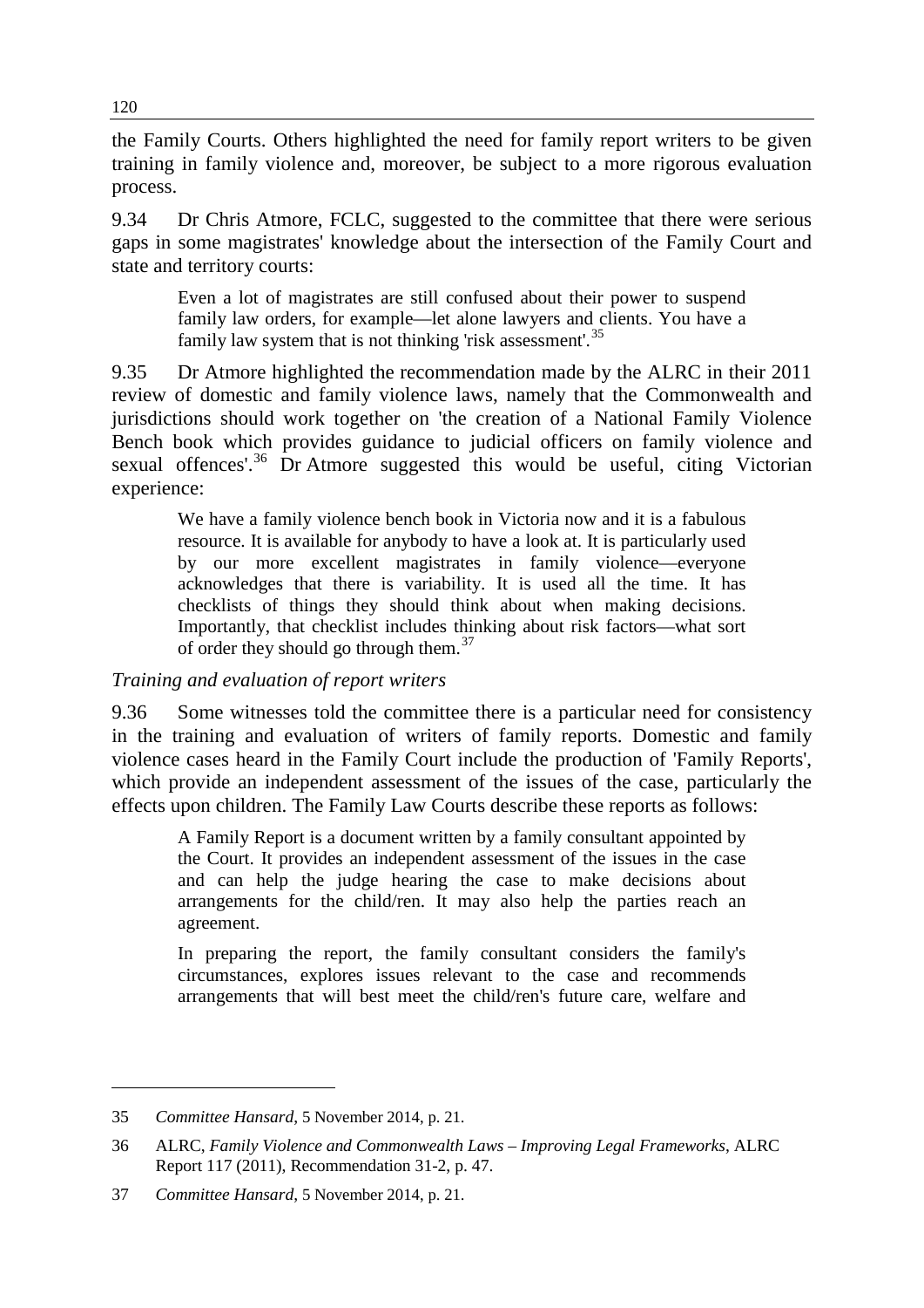the Family Courts. Others highlighted the need for family report writers to be given training in family violence and, moreover, be subject to a more rigorous evaluation process.

9.34 Dr Chris Atmore, FCLC, suggested to the committee that there were serious gaps in some magistrates' knowledge about the intersection of the Family Court and state and territory courts:

> Even a lot of magistrates are still confused about their power to suspend family law orders, for example—let alone lawyers and clients. You have a family law system that is not thinking 'risk assessment'.[35]

9.35 Dr Atmore highlighted the recommendation made by the ALRC in their 2011 review of domestic and family violence laws, namely that the Commonwealth and jurisdictions should work together on 'the creation of a National Family Violence Bench book which provides guidance to judicial officers on family violence and sexual offences'.[36] Dr Atmore suggested this would be useful, citing Victorian experience:

> We have a family violence bench book in Victoria now and it is a fabulous resource. It is available for anybody to have a look at. It is particularly used by our more excellent magistrates in family violence—everyone acknowledges that there is variability. It is used all the time. It has checklists of things they should think about when making decisions. Importantly, that checklist includes thinking about risk factors—what sort of order they should go through them.[37]

### *Training and evaluation of report writers*

9.36 Some witnesses told the committee there is a particular need for consistency in the training and evaluation of writers of family reports. Domestic and family violence cases heard in the Family Court include the production of 'Family Reports', which provide an independent assessment of the issues of the case, particularly the effects upon children. The Family Law Courts describe these reports as follows:

> A Family Report is a document written by a family consultant appointed by the Court. It provides an independent assessment of the issues in the case and can help the judge hearing the case to make decisions about arrangements for the child/ren. It may also help the parties reach an agreement.
>
> In preparing the report, the family consultant considers the family's circumstances, explores issues relevant to the case and recommends arrangements that will best meet the child/ren's future care, welfare and

---

35 *Committee Hansard*, 5 November 2014, p. 21.

36 ALRC, *Family Violence and Commonwealth Laws – Improving Legal Frameworks*, ALRC Report 117 (2011), Recommendation 31-2, p. 47.

37 *Committee Hansard*, 5 November 2014, p. 21.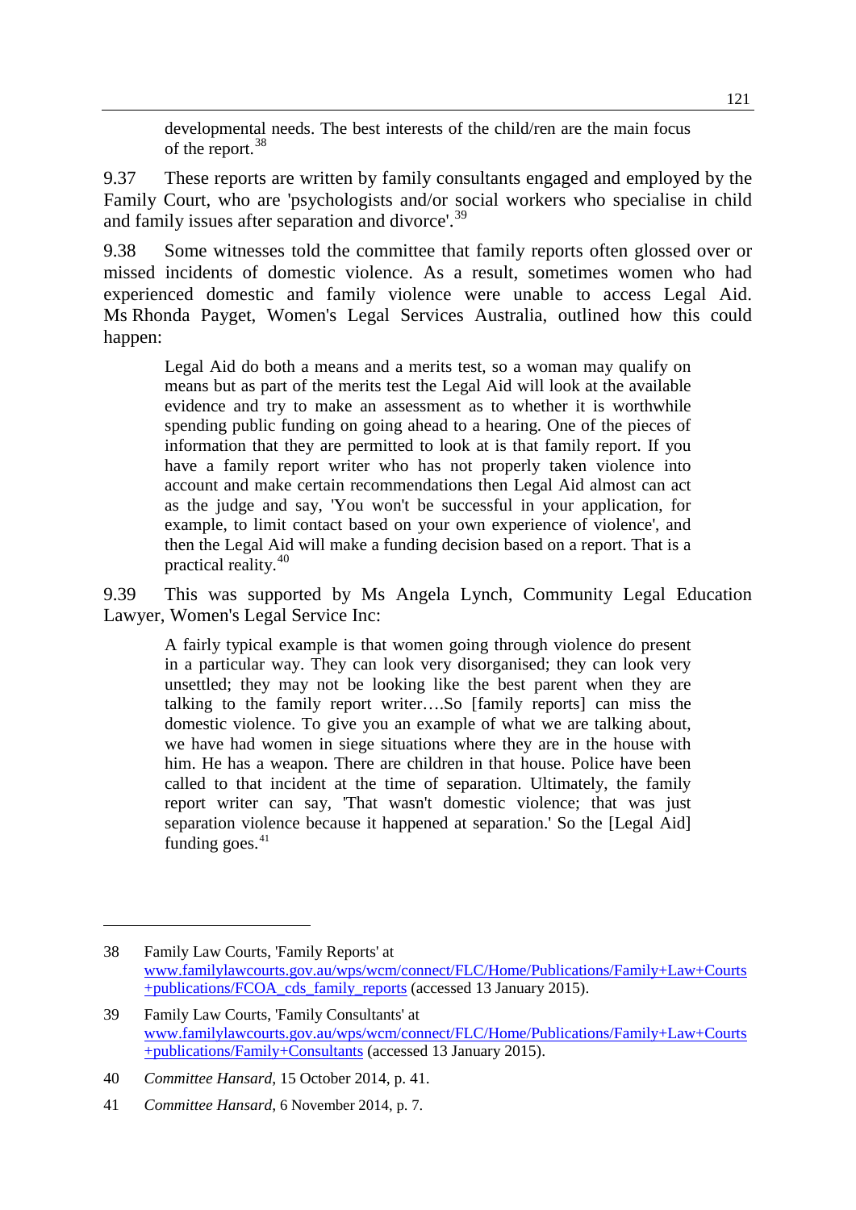> developmental needs. The best interests of the child/ren are the main focus of the report.[38]

9.37 These reports are written by family consultants engaged and employed by the Family Court, who are 'psychologists and/or social workers who specialise in child and family issues after separation and divorce'.[39]

9.38 Some witnesses told the committee that family reports often glossed over or missed incidents of domestic violence. As a result, sometimes women who had experienced domestic and family violence were unable to access Legal Aid. Ms Rhonda Payget, Women's Legal Services Australia, outlined how this could happen:

> Legal Aid do both a means and a merits test, so a woman may qualify on means but as part of the merits test the Legal Aid will look at the available evidence and try to make an assessment as to whether it is worthwhile spending public funding on going ahead to a hearing. One of the pieces of information that they are permitted to look at is that family report. If you have a family report writer who has not properly taken violence into account and make certain recommendations then Legal Aid almost can act as the judge and say, 'You won't be successful in your application, for example, to limit contact based on your own experience of violence', and then the Legal Aid will make a funding decision based on a report. That is a practical reality.[40]

9.39 This was supported by Ms Angela Lynch, Community Legal Education Lawyer, Women's Legal Service Inc:

> A fairly typical example is that women going through violence do present in a particular way. They can look very disorganised; they can look very unsettled; they may not be looking like the best parent when they are talking to the family report writer….So [family reports] can miss the domestic violence. To give you an example of what we are talking about, we have had women in siege situations where they are in the house with him. He has a weapon. There are children in that house. Police have been called to that incident at the time of separation. Ultimately, the family report writer can say, 'That wasn't domestic violence; that was just separation violence because it happened at separation.' So the [Legal Aid] funding goes.[41]

---

38 Family Law Courts, 'Family Reports' at www.familylawcourts.gov.au/wps/wcm/connect/FLC/Home/Publications/Family+Law+Courts+publications/FCOA_cds_family_reports (accessed 13 January 2015).

39 Family Law Courts, 'Family Consultants' at www.familylawcourts.gov.au/wps/wcm/connect/FLC/Home/Publications/Family+Law+Courts+publications/Family+Consultants (accessed 13 January 2015).

40 *Committee Hansard*, 15 October 2014, p. 41.

41 *Committee Hansard*, 6 November 2014, p. 7.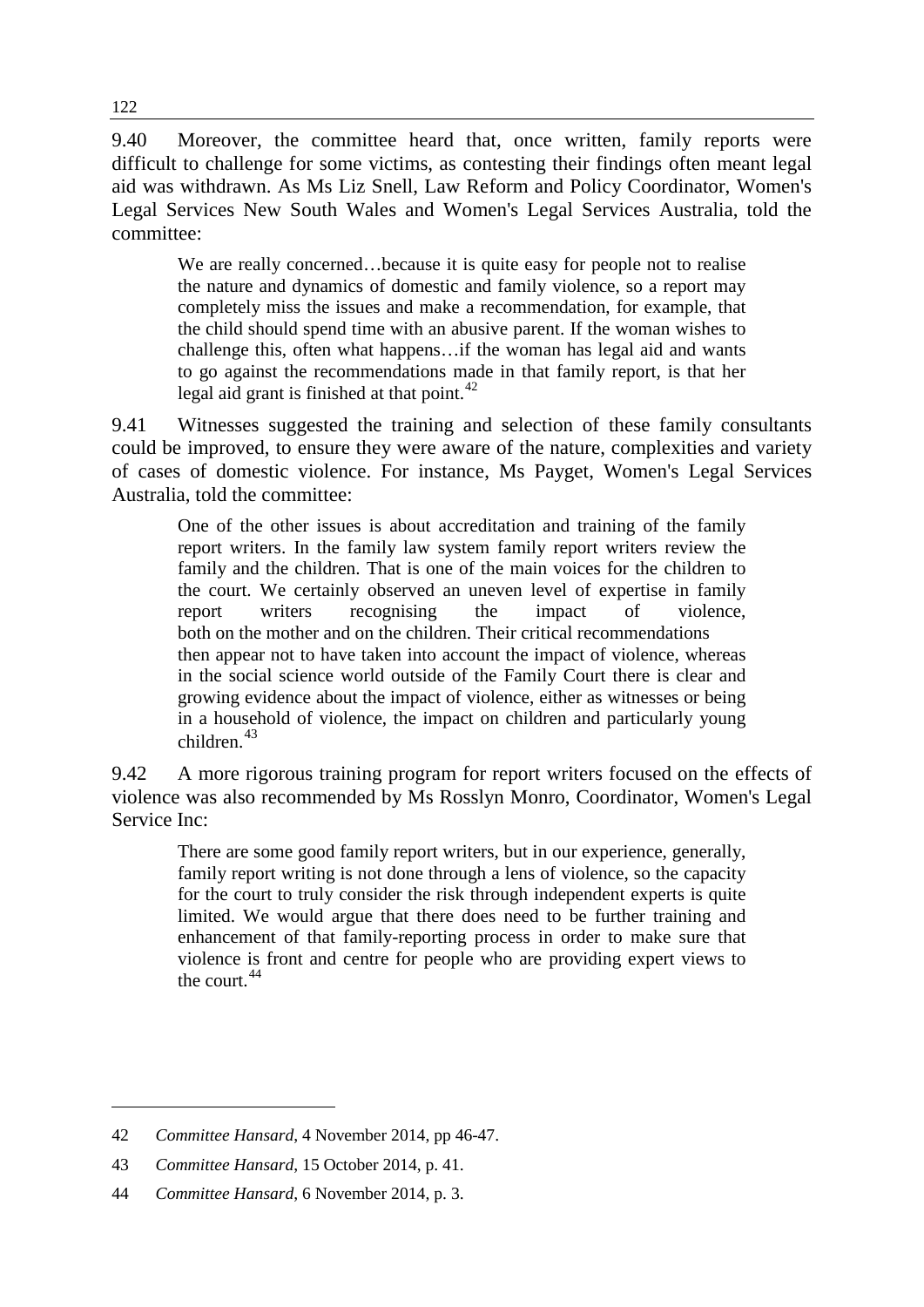9.40 Moreover, the committee heard that, once written, family reports were difficult to challenge for some victims, as contesting their findings often meant legal aid was withdrawn. As Ms Liz Snell, Law Reform and Policy Coordinator, Women's Legal Services New South Wales and Women's Legal Services Australia, told the committee:

> We are really concerned…because it is quite easy for people not to realise the nature and dynamics of domestic and family violence, so a report may completely miss the issues and make a recommendation, for example, that the child should spend time with an abusive parent. If the woman wishes to challenge this, often what happens…if the woman has legal aid and wants to go against the recommendations made in that family report, is that her legal aid grant is finished at that point.[42]

9.41 Witnesses suggested the training and selection of these family consultants could be improved, to ensure they were aware of the nature, complexities and variety of cases of domestic violence. For instance, Ms Payget, Women's Legal Services Australia, told the committee:

> One of the other issues is about accreditation and training of the family report writers. In the family law system family report writers review the family and the children. That is one of the main voices for the children to the court. We certainly observed an uneven level of expertise in family report writers recognising the impact of violence, both on the mother and on the children. Their critical recommendations then appear not to have taken into account the impact of violence, whereas in the social science world outside of the Family Court there is clear and growing evidence about the impact of violence, either as witnesses or being in a household of violence, the impact on children and particularly young children.[43]

9.42 A more rigorous training program for report writers focused on the effects of violence was also recommended by Ms Rosslyn Monro, Coordinator, Women's Legal Service Inc:

> There are some good family report writers, but in our experience, generally, family report writing is not done through a lens of violence, so the capacity for the court to truly consider the risk through independent experts is quite limited. We would argue that there does need to be further training and enhancement of that family-reporting process in order to make sure that violence is front and centre for people who are providing expert views to the court.[44]

---

42 *Committee Hansard*, 4 November 2014, pp 46-47.

43 *Committee Hansard*, 15 October 2014, p. 41.

44 *Committee Hansard*, 6 November 2014, p. 3.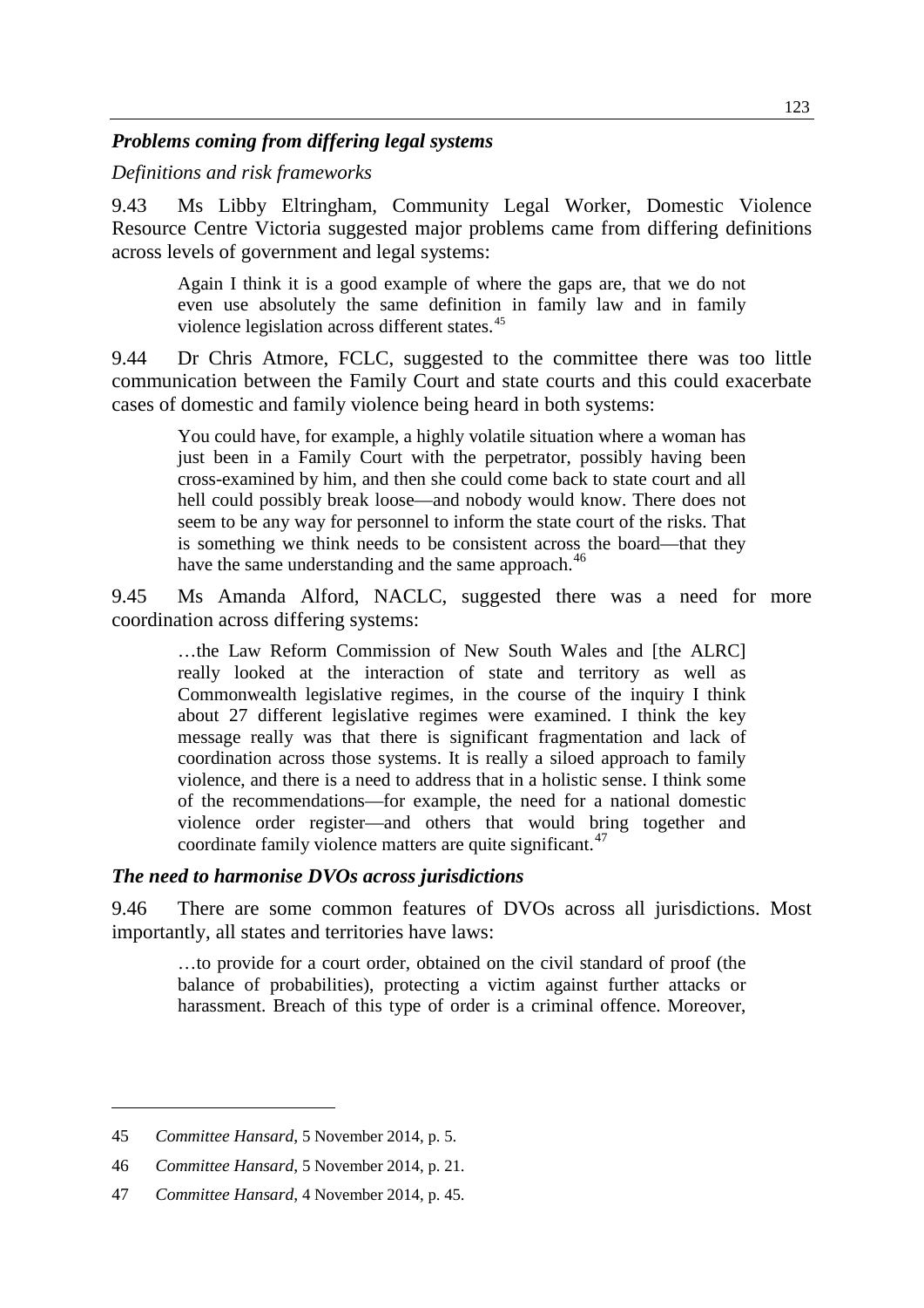### *Problems coming from differing legal systems*

*Definitions and risk frameworks*

9.43 Ms Libby Eltringham, Community Legal Worker, Domestic Violence Resource Centre Victoria suggested major problems came from differing definitions across levels of government and legal systems:

> Again I think it is a good example of where the gaps are, that we do not even use absolutely the same definition in family law and in family violence legislation across different states.[45]

9.44 Dr Chris Atmore, FCLC, suggested to the committee there was too little communication between the Family Court and state courts and this could exacerbate cases of domestic and family violence being heard in both systems:

> You could have, for example, a highly volatile situation where a woman has just been in a Family Court with the perpetrator, possibly having been cross-examined by him, and then she could come back to state court and all hell could possibly break loose—and nobody would know. There does not seem to be any way for personnel to inform the state court of the risks. That is something we think needs to be consistent across the board—that they have the same understanding and the same approach.[46]

9.45 Ms Amanda Alford, NACLC, suggested there was a need for more coordination across differing systems:

> …the Law Reform Commission of New South Wales and [the ALRC] really looked at the interaction of state and territory as well as Commonwealth legislative regimes, in the course of the inquiry I think about 27 different legislative regimes were examined. I think the key message really was that there is significant fragmentation and lack of coordination across those systems. It is really a siloed approach to family violence, and there is a need to address that in a holistic sense. I think some of the recommendations—for example, the need for a national domestic violence order register—and others that would bring together and coordinate family violence matters are quite significant.[47]

### *The need to harmonise DVOs across jurisdictions*

9.46 There are some common features of DVOs across all jurisdictions. Most importantly, all states and territories have laws:

> …to provide for a court order, obtained on the civil standard of proof (the balance of probabilities), protecting a victim against further attacks or harassment. Breach of this type of order is a criminal offence. Moreover,

---

45 *Committee Hansard*, 5 November 2014, p. 5.

46 *Committee Hansard*, 5 November 2014, p. 21.

47 *Committee Hansard*, 4 November 2014, p. 45.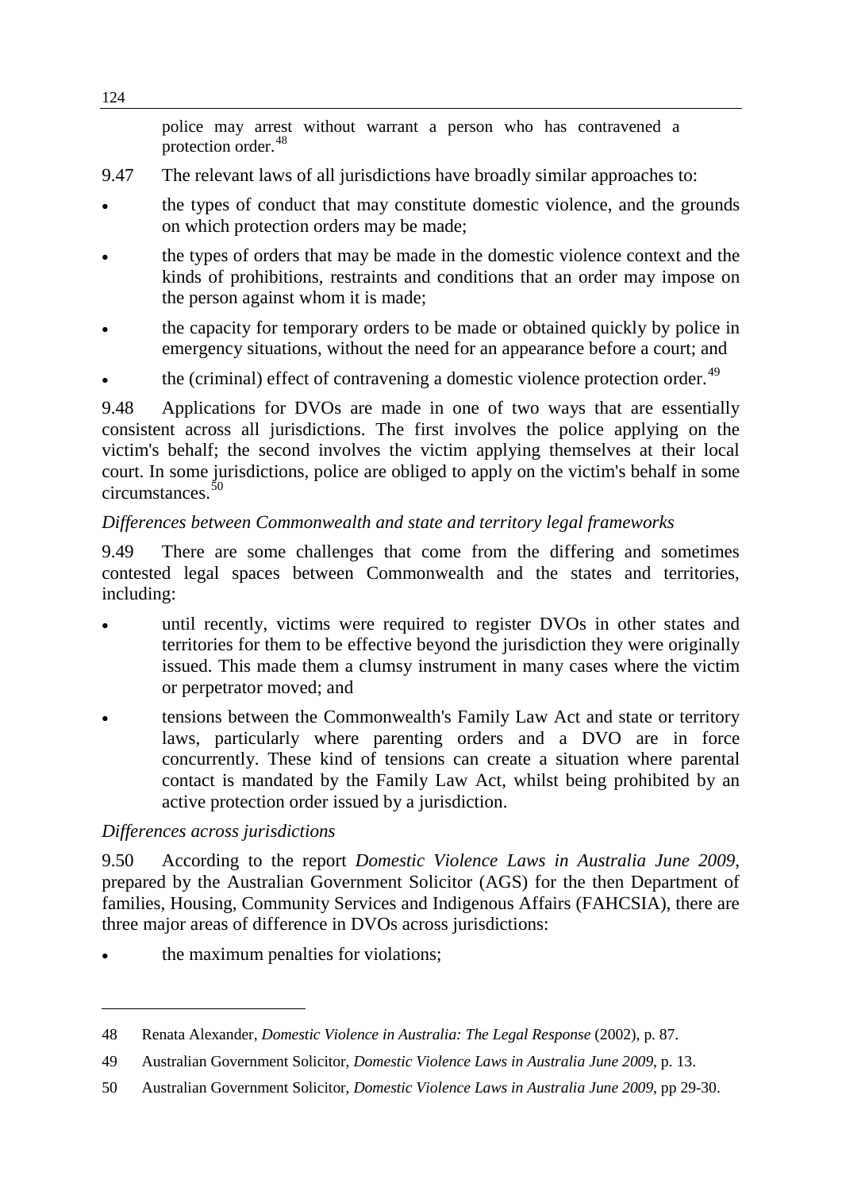police may arrest without warrant a person who has contravened a protection order.[48]

9.47 The relevant laws of all jurisdictions have broadly similar approaches to:

- the types of conduct that may constitute domestic violence, and the grounds on which protection orders may be made;
- the types of orders that may be made in the domestic violence context and the kinds of prohibitions, restraints and conditions that an order may impose on the person against whom it is made;
- the capacity for temporary orders to be made or obtained quickly by police in emergency situations, without the need for an appearance before a court; and
- the (criminal) effect of contravening a domestic violence protection order.[49]

9.48 Applications for DVOs are made in one of two ways that are essentially consistent across all jurisdictions. The first involves the police applying on the victim's behalf; the second involves the victim applying themselves at their local court. In some jurisdictions, police are obliged to apply on the victim's behalf in some circumstances.[50]

*Differences between Commonwealth and state and territory legal frameworks*

9.49 There are some challenges that come from the differing and sometimes contested legal spaces between Commonwealth and the states and territories, including:

- until recently, victims were required to register DVOs in other states and territories for them to be effective beyond the jurisdiction they were originally issued. This made them a clumsy instrument in many cases where the victim or perpetrator moved; and
- tensions between the Commonwealth's Family Law Act and state or territory laws, particularly where parenting orders and a DVO are in force concurrently. These kind of tensions can create a situation where parental contact is mandated by the Family Law Act, whilst being prohibited by an active protection order issued by a jurisdiction.

*Differences across jurisdictions*

9.50 According to the report *Domestic Violence Laws in Australia June 2009*, prepared by the Australian Government Solicitor (AGS) for the then Department of families, Housing, Community Services and Indigenous Affairs (FAHCSIA), there are three major areas of difference in DVOs across jurisdictions:

- the maximum penalties for violations;

---

48 Renata Alexander, *Domestic Violence in Australia: The Legal Response* (2002), p. 87.

49 Australian Government Solicitor, *Domestic Violence Laws in Australia June 2009*, p. 13.

50 Australian Government Solicitor, *Domestic Violence Laws in Australia June 2009*, pp 29-30.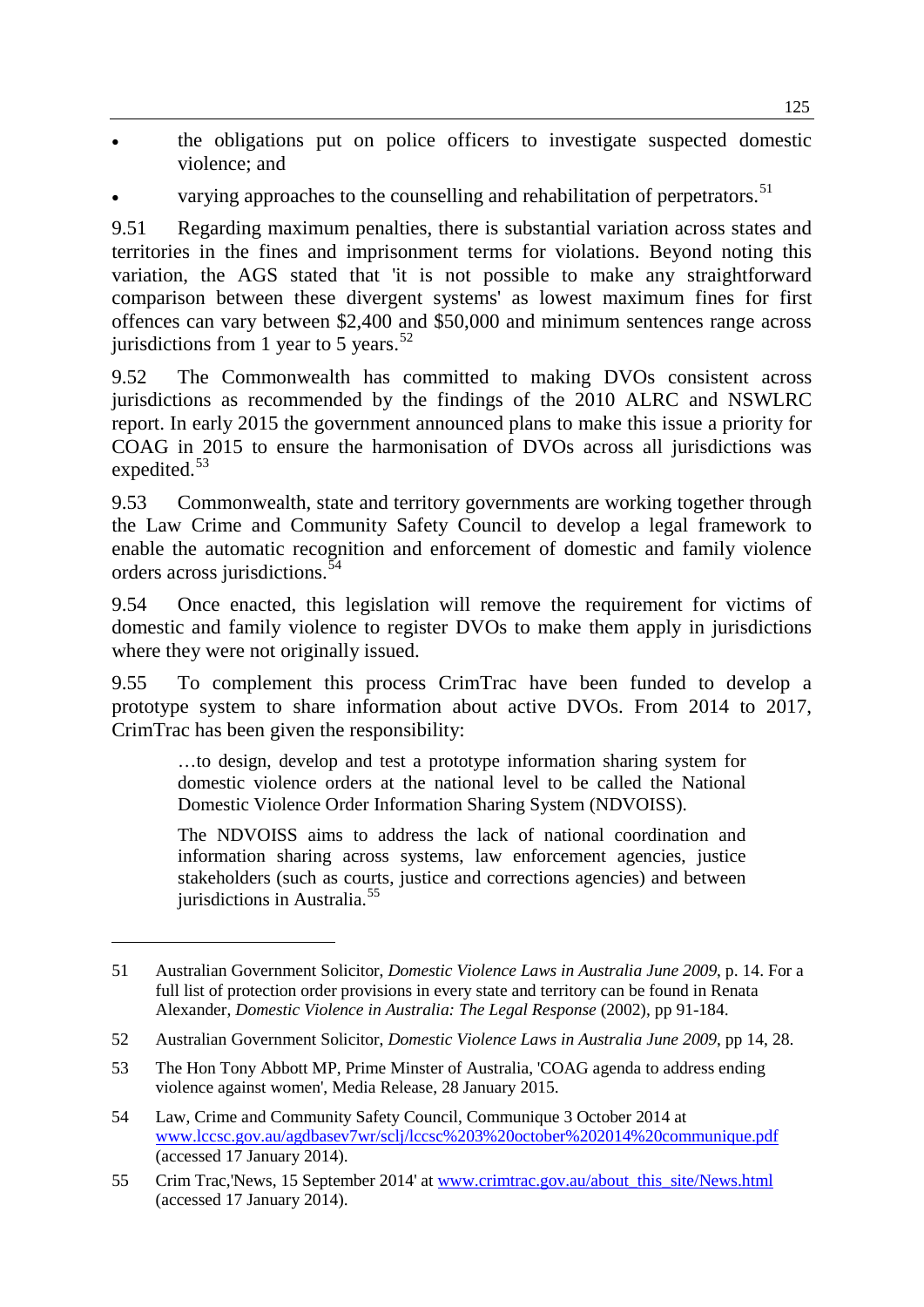- the obligations put on police officers to investigate suspected domestic violence; and
- varying approaches to the counselling and rehabilitation of perpetrators.[51]

9.51 Regarding maximum penalties, there is substantial variation across states and territories in the fines and imprisonment terms for violations. Beyond noting this variation, the AGS stated that 'it is not possible to make any straightforward comparison between these divergent systems' as lowest maximum fines for first offences can vary between $2,400 and $50,000 and minimum sentences range across jurisdictions from 1 year to 5 years.[52]

9.52 The Commonwealth has committed to making DVOs consistent across jurisdictions as recommended by the findings of the 2010 ALRC and NSWLRC report. In early 2015 the government announced plans to make this issue a priority for COAG in 2015 to ensure the harmonisation of DVOs across all jurisdictions was expedited.[53]

9.53 Commonwealth, state and territory governments are working together through the Law Crime and Community Safety Council to develop a legal framework to enable the automatic recognition and enforcement of domestic and family violence orders across jurisdictions.[54]

9.54 Once enacted, this legislation will remove the requirement for victims of domestic and family violence to register DVOs to make them apply in jurisdictions where they were not originally issued.

9.55 To complement this process CrimTrac have been funded to develop a prototype system to share information about active DVOs. From 2014 to 2017, CrimTrac has been given the responsibility:

> …to design, develop and test a prototype information sharing system for domestic violence orders at the national level to be called the National Domestic Violence Order Information Sharing System (NDVOISS).
>
> The NDVOISS aims to address the lack of national coordination and information sharing across systems, law enforcement agencies, justice stakeholders (such as courts, justice and corrections agencies) and between jurisdictions in Australia.[55]

---

51 Australian Government Solicitor, *Domestic Violence Laws in Australia June 2009*, p. 14. For a full list of protection order provisions in every state and territory can be found in Renata Alexander, *Domestic Violence in Australia: The Legal Response* (2002), pp 91-184.

52 Australian Government Solicitor, *Domestic Violence Laws in Australia June 2009*, pp 14, 28.

53 The Hon Tony Abbott MP, Prime Minster of Australia, 'COAG agenda to address ending violence against women', Media Release, 28 January 2015.

54 Law, Crime and Community Safety Council, Communique 3 October 2014 at www.lccsc.gov.au/agdbasev7wr/sclj/lccsc%203%20october%202014%20communique.pdf (accessed 17 January 2014).

55 Crim Trac,'News, 15 September 2014' at www.crimtrac.gov.au/about_this_site/News.html (accessed 17 January 2014).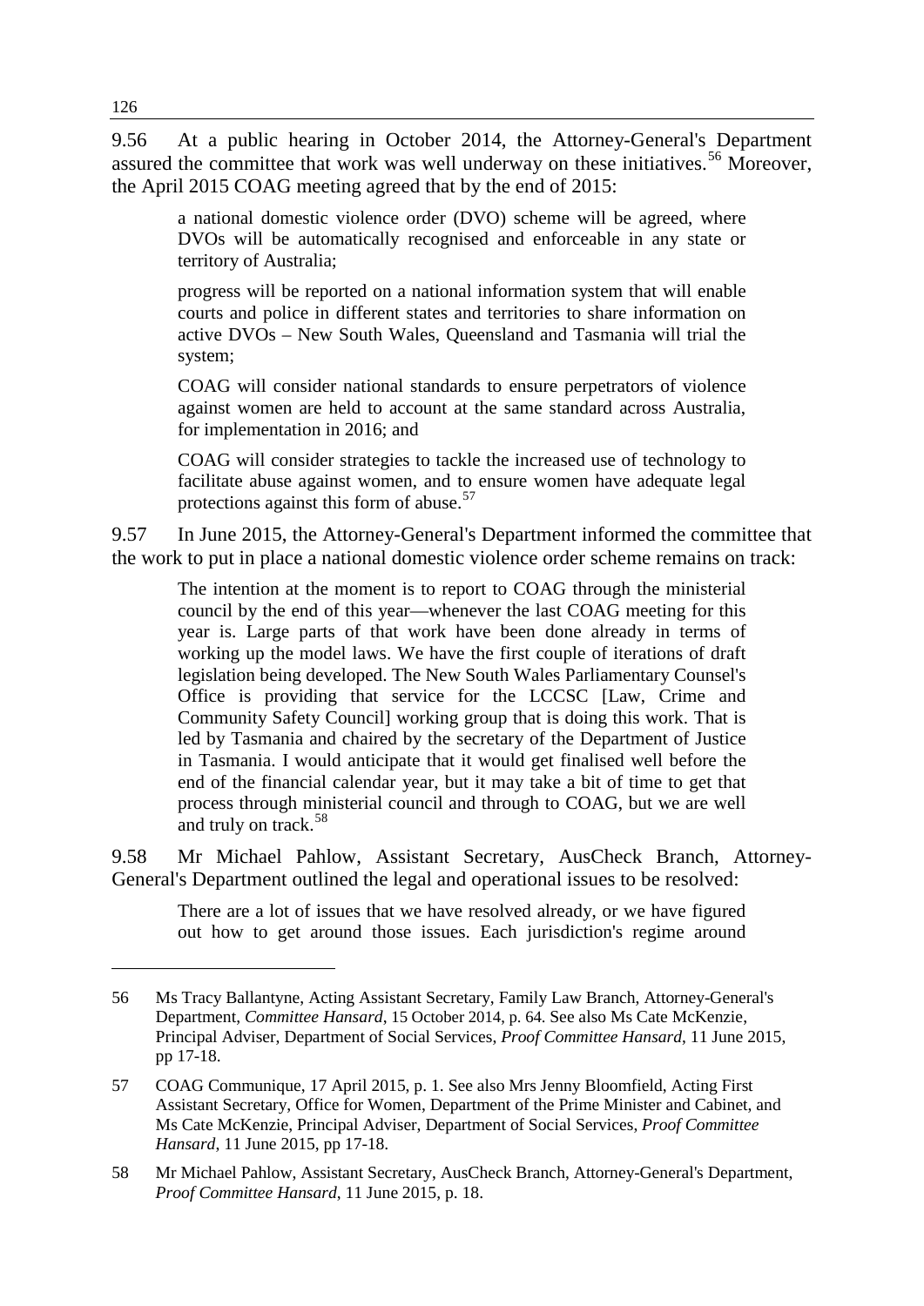9.56 At a public hearing in October 2014, the Attorney-General's Department assured the committee that work was well underway on these initiatives.[56] Moreover, the April 2015 COAG meeting agreed that by the end of 2015:

> a national domestic violence order (DVO) scheme will be agreed, where DVOs will be automatically recognised and enforceable in any state or territory of Australia;
>
> progress will be reported on a national information system that will enable courts and police in different states and territories to share information on active DVOs – New South Wales, Queensland and Tasmania will trial the system;
>
> COAG will consider national standards to ensure perpetrators of violence against women are held to account at the same standard across Australia, for implementation in 2016; and
>
> COAG will consider strategies to tackle the increased use of technology to facilitate abuse against women, and to ensure women have adequate legal protections against this form of abuse.[57]

9.57 In June 2015, the Attorney-General's Department informed the committee that the work to put in place a national domestic violence order scheme remains on track:

> The intention at the moment is to report to COAG through the ministerial council by the end of this year—whenever the last COAG meeting for this year is. Large parts of that work have been done already in terms of working up the model laws. We have the first couple of iterations of draft legislation being developed. The New South Wales Parliamentary Counsel's Office is providing that service for the LCCSC [Law, Crime and Community Safety Council] working group that is doing this work. That is led by Tasmania and chaired by the secretary of the Department of Justice in Tasmania. I would anticipate that it would get finalised well before the end of the financial calendar year, but it may take a bit of time to get that process through ministerial council and through to COAG, but we are well and truly on track.[58]

9.58 Mr Michael Pahlow, Assistant Secretary, AusCheck Branch, Attorney-General's Department outlined the legal and operational issues to be resolved:

> There are a lot of issues that we have resolved already, or we have figured out how to get around those issues. Each jurisdiction's regime around

---

56 Ms Tracy Ballantyne, Acting Assistant Secretary, Family Law Branch, Attorney-General's Department, *Committee Hansard*, 15 October 2014, p. 64. See also Ms Cate McKenzie, Principal Adviser, Department of Social Services, *Proof Committee Hansard*, 11 June 2015, pp 17-18.

57 COAG Communique, 17 April 2015, p. 1. See also Mrs Jenny Bloomfield, Acting First Assistant Secretary, Office for Women, Department of the Prime Minister and Cabinet, and Ms Cate McKenzie, Principal Adviser, Department of Social Services, *Proof Committee Hansard*, 11 June 2015, pp 17-18.

58 Mr Michael Pahlow, Assistant Secretary, AusCheck Branch, Attorney-General's Department, *Proof Committee Hansard*, 11 June 2015, p. 18.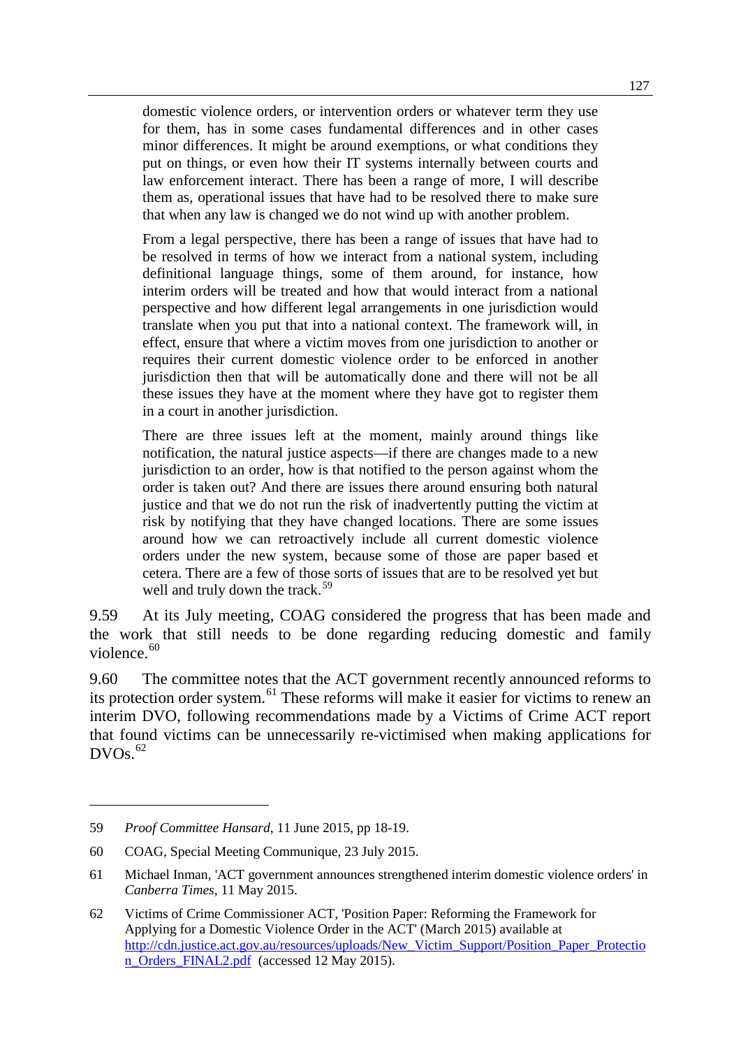> domestic violence orders, or intervention orders or whatever term they use for them, has in some cases fundamental differences and in other cases minor differences. It might be around exemptions, or what conditions they put on things, or even how their IT systems internally between courts and law enforcement interact. There has been a range of more, I will describe them as, operational issues that have had to be resolved there to make sure that when any law is changed we do not wind up with another problem.
>
> From a legal perspective, there has been a range of issues that have had to be resolved in terms of how we interact from a national system, including definitional language things, some of them around, for instance, how interim orders will be treated and how that would interact from a national perspective and how different legal arrangements in one jurisdiction would translate when you put that into a national context. The framework will, in effect, ensure that where a victim moves from one jurisdiction to another or requires their current domestic violence order to be enforced in another jurisdiction then that will be automatically done and there will not be all these issues they have at the moment where they have got to register them in a court in another jurisdiction.
>
> There are three issues left at the moment, mainly around things like notification, the natural justice aspects—if there are changes made to a new jurisdiction to an order, how is that notified to the person against whom the order is taken out? And there are issues there around ensuring both natural justice and that we do not run the risk of inadvertently putting the victim at risk by notifying that they have changed locations. There are some issues around how we can retroactively include all current domestic violence orders under the new system, because some of those are paper based et cetera. There are a few of those sorts of issues that are to be resolved yet but well and truly down the track.[59]

9.59 At its July meeting, COAG considered the progress that has been made and the work that still needs to be done regarding reducing domestic and family violence.[60]

9.60 The committee notes that the ACT government recently announced reforms to its protection order system.[61] These reforms will make it easier for victims to renew an interim DVO, following recommendations made by a Victims of Crime ACT report that found victims can be unnecessarily re-victimised when making applications for DVOs.[62]

---

59 *Proof Committee Hansard*, 11 June 2015, pp 18-19.

60 COAG, Special Meeting Communique, 23 July 2015.

61 Michael Inman, 'ACT government announces strengthened interim domestic violence orders' in *Canberra Times*, 11 May 2015.

62 Victims of Crime Commissioner ACT, 'Position Paper: Reforming the Framework for Applying for a Domestic Violence Order in the ACT' (March 2015) available at http://cdn.justice.act.gov.au/resources/uploads/New_Victim_Support/Position_Paper_Protection_Orders_FINAL2.pdf (accessed 12 May 2015).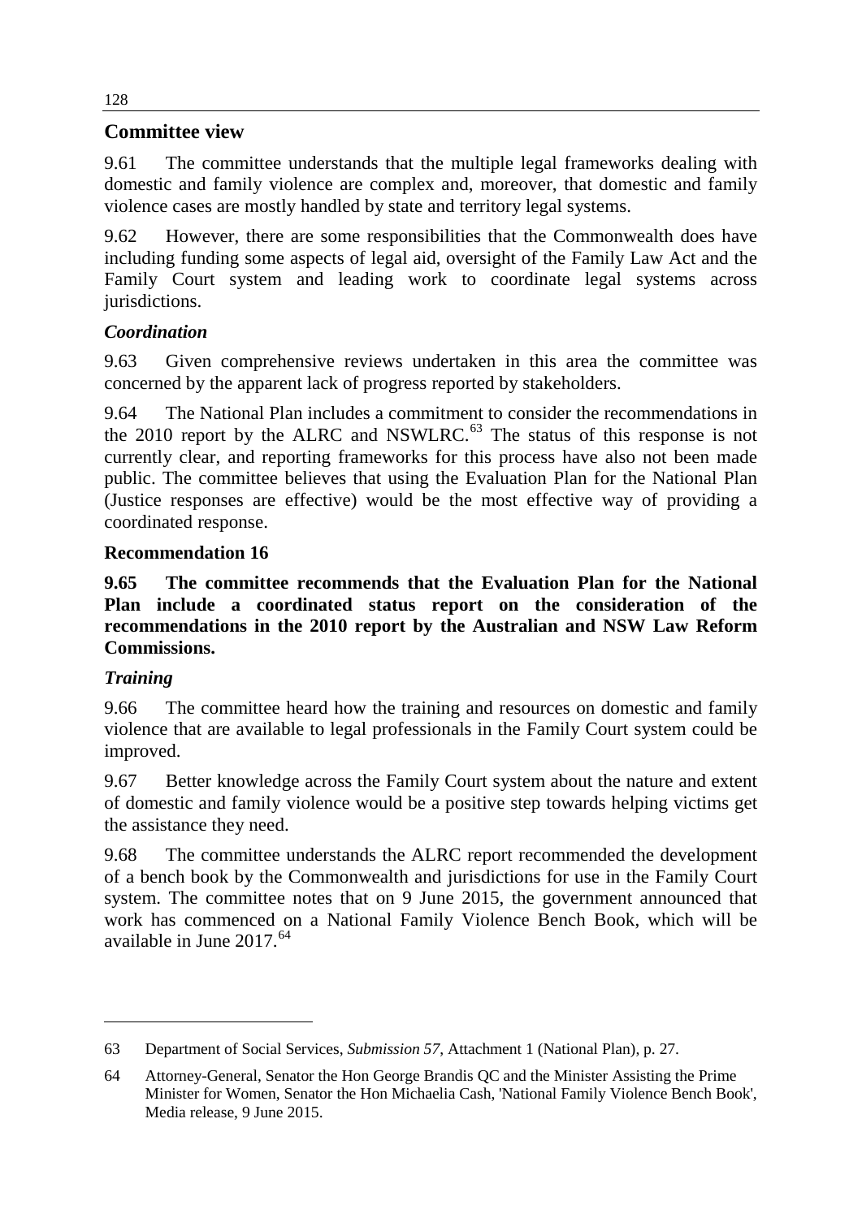## Committee view

9.61 The committee understands that the multiple legal frameworks dealing with domestic and family violence are complex and, moreover, that domestic and family violence cases are mostly handled by state and territory legal systems.

9.62 However, there are some responsibilities that the Commonwealth does have including funding some aspects of legal aid, oversight of the Family Law Act and the Family Court system and leading work to coordinate legal systems across jurisdictions.

### *Coordination*

9.63 Given comprehensive reviews undertaken in this area the committee was concerned by the apparent lack of progress reported by stakeholders.

9.64 The National Plan includes a commitment to consider the recommendations in the 2010 report by the ALRC and NSWLRC.[63] The status of this response is not currently clear, and reporting frameworks for this process have also not been made public. The committee believes that using the Evaluation Plan for the National Plan (Justice responses are effective) would be the most effective way of providing a coordinated response.

### Recommendation 16

**9.65 The committee recommends that the Evaluation Plan for the National Plan include a coordinated status report on the consideration of the recommendations in the 2010 report by the Australian and NSW Law Reform Commissions.**

### *Training*

9.66 The committee heard how the training and resources on domestic and family violence that are available to legal professionals in the Family Court system could be improved.

9.67 Better knowledge across the Family Court system about the nature and extent of domestic and family violence would be a positive step towards helping victims get the assistance they need.

9.68 The committee understands the ALRC report recommended the development of a bench book by the Commonwealth and jurisdictions for use in the Family Court system. The committee notes that on 9 June 2015, the government announced that work has commenced on a National Family Violence Bench Book, which will be available in June 2017.[64]

---

63 Department of Social Services, *Submission 57*, Attachment 1 (National Plan), p. 27.

64 Attorney-General, Senator the Hon George Brandis QC and the Minister Assisting the Prime Minister for Women, Senator the Hon Michaelia Cash, 'National Family Violence Bench Book', Media release, 9 June 2015.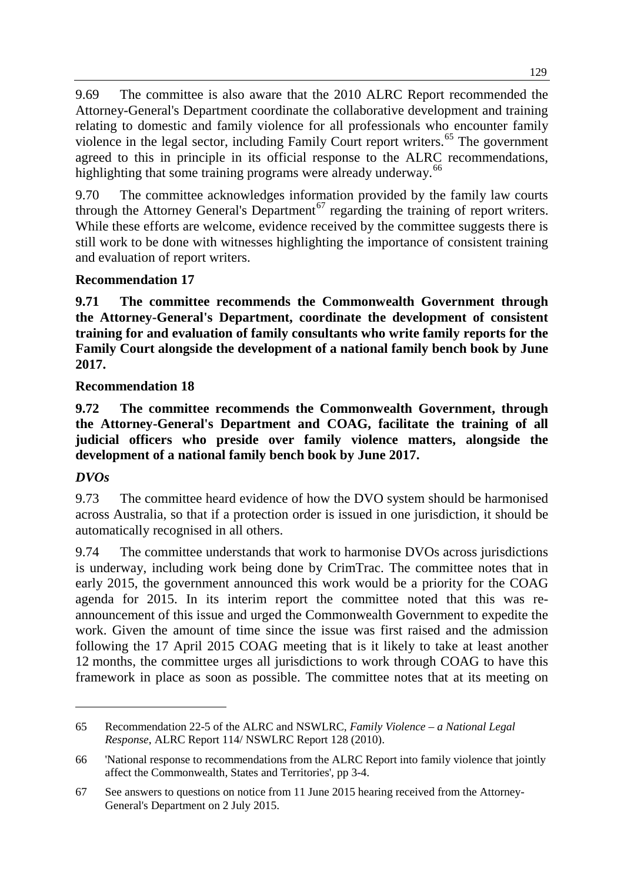9.69 The committee is also aware that the 2010 ALRC Report recommended the Attorney-General's Department coordinate the collaborative development and training relating to domestic and family violence for all professionals who encounter family violence in the legal sector, including Family Court report writers.[65] The government agreed to this in principle in its official response to the ALRC recommendations, highlighting that some training programs were already underway.[66]

9.70 The committee acknowledges information provided by the family law courts through the Attorney General's Department[67] regarding the training of report writers. While these efforts are welcome, evidence received by the committee suggests there is still work to be done with witnesses highlighting the importance of consistent training and evaluation of report writers.

**Recommendation 17**

**9.71 The committee recommends the Commonwealth Government through the Attorney-General's Department, coordinate the development of consistent training for and evaluation of family consultants who write family reports for the Family Court alongside the development of a national family bench book by June 2017.**

**Recommendation 18**

**9.72 The committee recommends the Commonwealth Government, through the Attorney-General's Department and COAG, facilitate the training of all judicial officers who preside over family violence matters, alongside the development of a national family bench book by June 2017.**

### *DVOs*

9.73 The committee heard evidence of how the DVO system should be harmonised across Australia, so that if a protection order is issued in one jurisdiction, it should be automatically recognised in all others.

9.74 The committee understands that work to harmonise DVOs across jurisdictions is underway, including work being done by CrimTrac. The committee notes that in early 2015, the government announced this work would be a priority for the COAG agenda for 2015. In its interim report the committee noted that this was re-announcement of this issue and urged the Commonwealth Government to expedite the work. Given the amount of time since the issue was first raised and the admission following the 17 April 2015 COAG meeting that is it likely to take at least another 12 months, the committee urges all jurisdictions to work through COAG to have this framework in place as soon as possible. The committee notes that at its meeting on

---

65 Recommendation 22-5 of the ALRC and NSWLRC, *Family Violence – a National Legal Response*, ALRC Report 114/ NSWLRC Report 128 (2010).

66 'National response to recommendations from the ALRC Report into family violence that jointly affect the Commonwealth, States and Territories', pp 3-4.

67 See answers to questions on notice from 11 June 2015 hearing received from the Attorney-General's Department on 2 July 2015.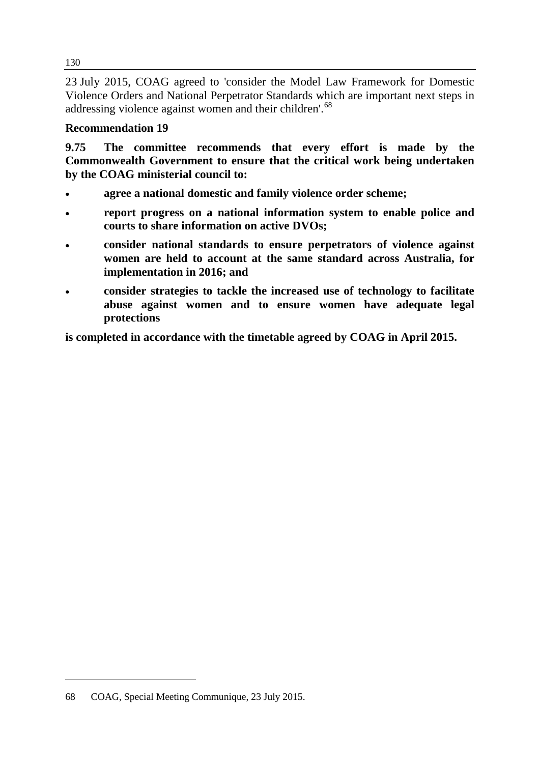23 July 2015, COAG agreed to 'consider the Model Law Framework for Domestic Violence Orders and National Perpetrator Standards which are important next steps in addressing violence against women and their children'.[68]

**Recommendation 19**

**9.75 The committee recommends that every effort is made by the Commonwealth Government to ensure that the critical work being undertaken by the COAG ministerial council to:**

- **agree a national domestic and family violence order scheme;**
- **report progress on a national information system to enable police and courts to share information on active DVOs;**
- **consider national standards to ensure perpetrators of violence against women are held to account at the same standard across Australia, for implementation in 2016; and**
- **consider strategies to tackle the increased use of technology to facilitate abuse against women and to ensure women have adequate legal protections**

**is completed in accordance with the timetable agreed by COAG in April 2015.**

68 COAG, Special Meeting Communique, 23 July 2015.